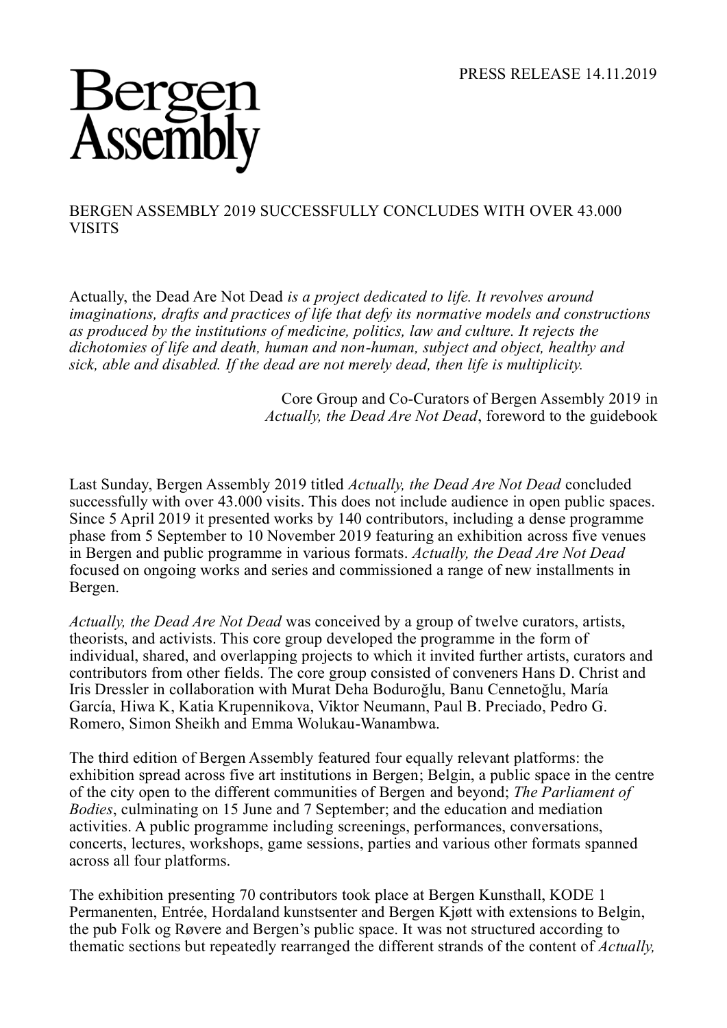PRESS RELEASE 14.11.2019

# Bergen Assembly

## BERGEN ASSEMBLY 2019 SUCCESSFULLY CONCLUDES WITH OVER 43.000 VISITS

Actually, the Dead Are Not Dead *is a project dedicated to life. It revolves around imaginations, drafts and practices of life that defy its normative models and constructions as produced by the institutions of medicine, politics, law and culture. It rejects the dichotomies of life and death, human and non-human, subject and object, healthy and sick, able and disabled. If the dead are not merely dead, then life is multiplicity.*

Core Group and Co-Curators of Bergen Assembly 2019 in *Actually, the Dead Are Not Dead*, foreword to the guidebook

Last Sunday, Bergen Assembly 2019 titled *Actually, the Dead Are Not Dead* concluded successfully with over 43.000 visits. This does not include audience in open public spaces. Since 5 April 2019 it presented works by 140 contributors, including a dense programme phase from 5 September to 10 November 2019 featuring an exhibition across five venues in Bergen and public programme in various formats. *Actually, the Dead Are Not Dead* focused on ongoing works and series and commissioned a range of new installments in Bergen.

*Actually, the Dead Are Not Dead* was conceived by a group of twelve curators, artists, theorists, and activists. This core group developed the programme in the form of individual, shared, and overlapping projects to which it invited further artists, curators and contributors from other fields. The core group consisted of conveners Hans D. Christ and Iris Dressler in collaboration with Murat Deha Boduroğlu, Banu Cennetoğlu, María García, Hiwa K, Katia Krupennikova, Viktor Neumann, Paul B. Preciado, Pedro G. Romero, Simon Sheikh and Emma Wolukau-Wanambwa.

The third edition of Bergen Assembly featured four equally relevant platforms: the exhibition spread across five art institutions in Bergen; Belgin, a public space in the centre of the city open to the different communities of Bergen and beyond; *The Parliament of Bodies*, culminating on 15 June and 7 September; and the education and mediation activities. A public programme including screenings, performances, conversations, concerts, lectures, workshops, game sessions, parties and various other formats spanned across all four platforms.

The exhibition presenting 70 contributors took place at Bergen Kunsthall, KODE 1 Permanenten, Entrée, Hordaland kunstsenter and Bergen Kjøtt with extensions to Belgin, the pub Folk og Røvere and Bergen's public space. It was not structured according to thematic sections but repeatedly rearranged the different strands of the content of *Actually,*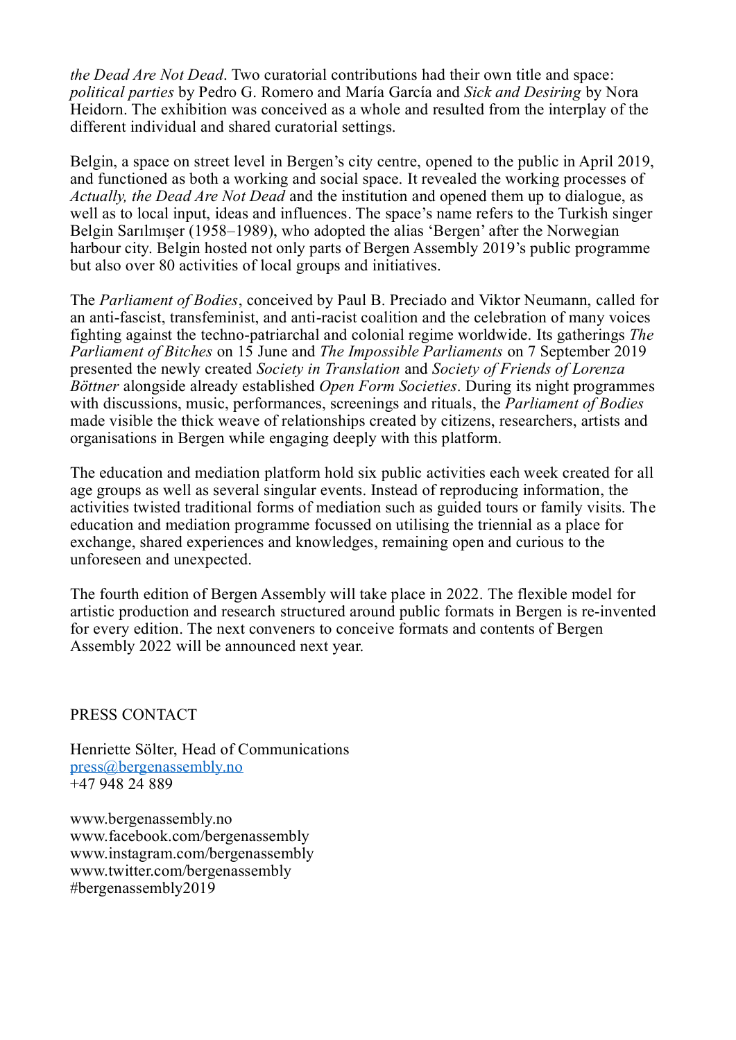*the Dead Are Not Dead*. Two curatorial contributions had their own title and space: *political parties* by Pedro G. Romero and María García and *Sick and Desiring* by Nora Heidorn. The exhibition was conceived as a whole and resulted from the interplay of the different individual and shared curatorial settings.

Belgin, a space on street level in Bergen's city centre, opened to the public in April 2019, and functioned as both a working and social space. It revealed the working processes of *Actually, the Dead Are Not Dead* and the institution and opened them up to dialogue, as well as to local input, ideas and influences. The space's name refers to the Turkish singer Belgin Sarılmışer (1958–1989), who adopted the alias 'Bergen' after the Norwegian harbour city. Belgin hosted not only parts of Bergen Assembly 2019's public programme but also over 80 activities of local groups and initiatives.

The *Parliament of Bodies*, conceived by Paul B. Preciado and Viktor Neumann, called for an anti-fascist, transfeminist, and anti-racist coalition and the celebration of many voices fighting against the techno-patriarchal and colonial regime worldwide. Its gatherings *The Parliament of Bitches* on 15 June and *The Impossible Parliaments* on 7 September 2019 presented the newly created *Society in Translation* and *Society of Friends of Lorenza Böttner* alongside already established *Open Form Societies*. During its night programmes with discussions, music, performances, screenings and rituals, the *Parliament of Bodies* made visible the thick weave of relationships created by citizens, researchers, artists and organisations in Bergen while engaging deeply with this platform.

The education and mediation platform hold six public activities each week created for all age groups as well as several singular events. Instead of reproducing information, the activities twisted traditional forms of mediation such as guided tours or family visits. The education and mediation programme focussed on utilising the triennial as a place for exchange, shared experiences and knowledges, remaining open and curious to the unforeseen and unexpected.

The fourth edition of Bergen Assembly will take place in 2022. The flexible model for artistic production and research structured around public formats in Bergen is re-invented for every edition. The next conveners to conceive formats and contents of Bergen Assembly 2022 will be announced next year.

PRESS CONTACT

Henriette Sölter, Head of Communications
press@bergenassembly.no
+47 948 24 889

www.bergenassembly.no
www.facebook.com/bergenassembly
www.instagram.com/bergenassembly
www.twitter.com/bergenassembly
#bergenassembly2019